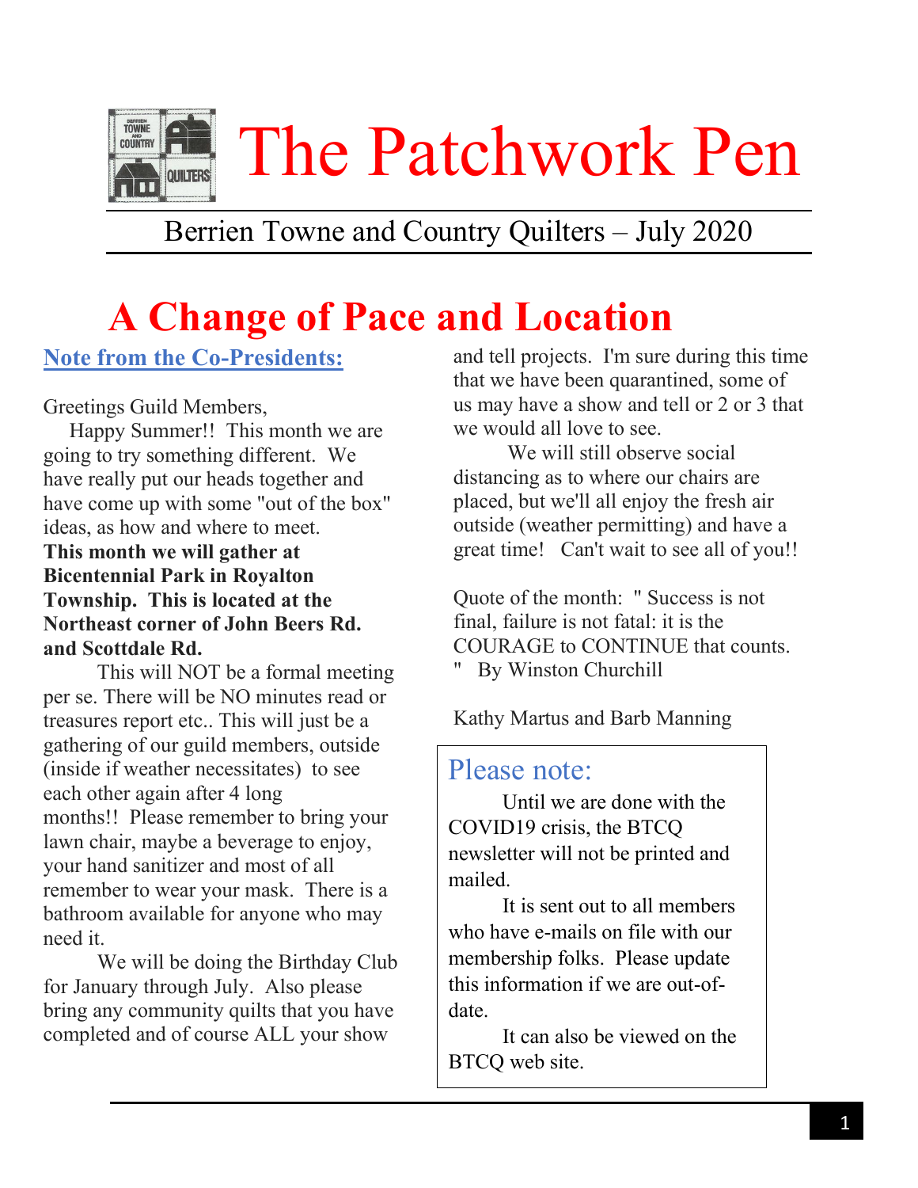# The Patchwork Pen

Berrien Towne and Country Quilters – July 2020

# A Change of Pace and Location

## Note from the Co-Presidents:

Greetings Guild Members,

Happy Summer!! This month we are going to try something different. We have really put our heads together and have come up with some "out of the box" ideas, as how and where to meet. **This month we will gather at Bicentennial Park in Royalton Township. This is located at the Northeast corner of John Beers Rd. and Scottdale Rd.**

This will NOT be a formal meeting per se. There will be NO minutes read or treasures report etc.. This will just be a gathering of our guild members, outside (inside if weather necessitates) to see each other again after 4 long months!! Please remember to bring your lawn chair, maybe a beverage to enjoy, your hand sanitizer and most of all remember to wear your mask. There is a bathroom available for anyone who may need it.

We will be doing the Birthday Club for January through July. Also please bring any community quilts that you have completed and of course ALL your show and tell projects. I'm sure during this time that we have been quarantined, some of us may have a show and tell or 2 or 3 that we would all love to see.

We will still observe social distancing as to where our chairs are placed, but we'll all enjoy the fresh air outside (weather permitting) and have a great time! Can't wait to see all of you!!

Quote of the month: " Success is not final, failure is not fatal: it is the COURAGE to CONTINUE that counts. " By Winston Churchill

Kathy Martus and Barb Manning

## Please note:

Until we are done with the COVID19 crisis, the BTCQ newsletter will not be printed and mailed.

It is sent out to all members who have e-mails on file with our membership folks. Please update this information if we are out-of-date.

It can also be viewed on the BTCQ web site.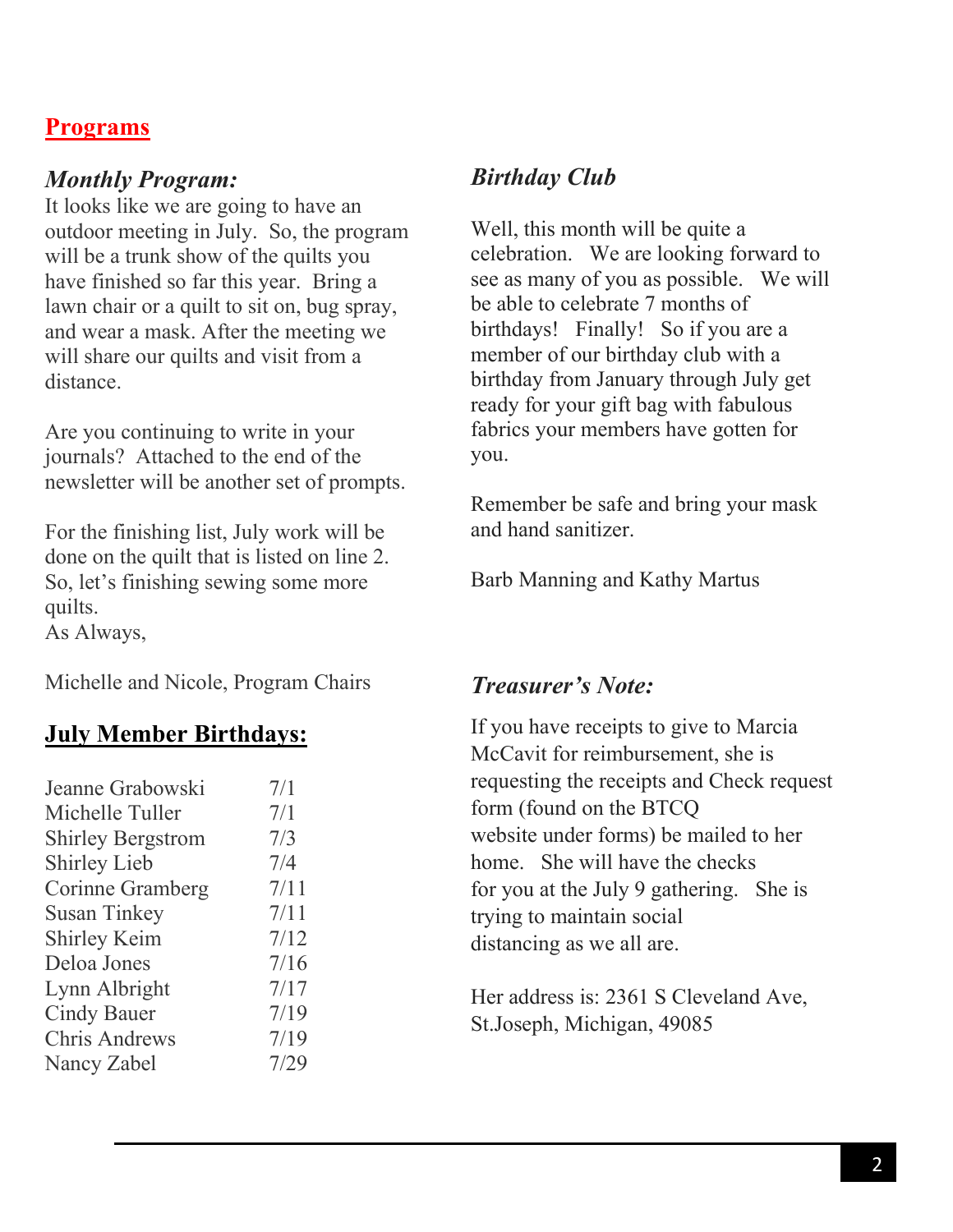## Programs

### *Monthly Program:*

It looks like we are going to have an outdoor meeting in July. So, the program will be a trunk show of the quilts you have finished so far this year. Bring a lawn chair or a quilt to sit on, bug spray, and wear a mask. After the meeting we will share our quilts and visit from a distance.

Are you continuing to write in your journals? Attached to the end of the newsletter will be another set of prompts.

For the finishing list, July work will be done on the quilt that is listed on line 2. So, let's finishing sewing some more quilts.
As Always,

Michelle and Nicole, Program Chairs

## July Member Birthdays:

| | |
|---|---|
| Jeanne Grabowski | 7/1 |
| Michelle Tuller | 7/1 |
| Shirley Bergstrom | 7/3 |
| Shirley Lieb | 7/4 |
| Corinne Gramberg | 7/11 |
| Susan Tinkey | 7/11 |
| Shirley Keim | 7/12 |
| Deloa Jones | 7/16 |
| Lynn Albright | 7/17 |
| Cindy Bauer | 7/19 |
| Chris Andrews | 7/19 |
| Nancy Zabel | 7/29 |

### *Birthday Club*

Well, this month will be quite a celebration. We are looking forward to see as many of you as possible. We will be able to celebrate 7 months of birthdays! Finally! So if you are a member of our birthday club with a birthday from January through July get ready for your gift bag with fabulous fabrics your members have gotten for you.

Remember be safe and bring your mask and hand sanitizer.

Barb Manning and Kathy Martus

### *Treasurer's Note:*

If you have receipts to give to Marcia McCavit for reimbursement, she is requesting the receipts and Check request form (found on the BTCQ website under forms) be mailed to her home. She will have the checks for you at the July 9 gathering. She is trying to maintain social distancing as we all are.

Her address is: 2361 S Cleveland Ave, St.Joseph, Michigan, 49085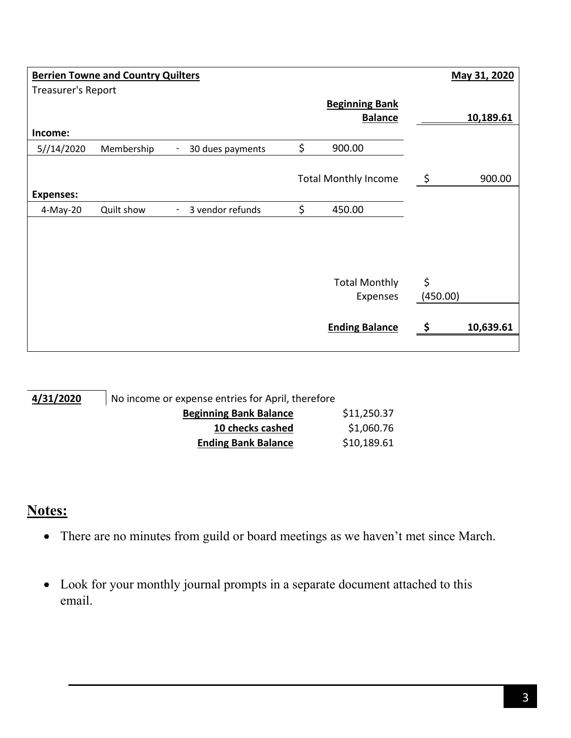| **Berrien Towne and Country Quilters** | | | | | **May 31, 2020** |
|---|---|---|---|---|---|
| Treasurer's Report | | | | | |
| | | | | **Beginning Bank Balance** | **10,189.61** |
| **Income:** | | | | | |
| 5//14/2020 | Membership | - 30 dues payments | $ 900.00 | | |
| | | | | Total Monthly Income | $ 900.00 |
| **Expenses:** | | | | | |
| 4-May-20 | Quilt show | - 3 vendor refunds | $ 450.00 | | |
| | | | | Total Monthly Expenses | $ (450.00) |
| | | | | **Ending Balance** | **$ 10,639.61** |

**4/31/2020** No income or expense entries for April, therefore

| | |
|---|---|
| **Beginning Bank Balance** | $11,250.37 |
| **10 checks cashed** | $1,060.76 |
| **Ending Bank Balance** | $10,189.61 |

## Notes:

- There are no minutes from guild or board meetings as we haven't met since March.
- Look for your monthly journal prompts in a separate document attached to this email.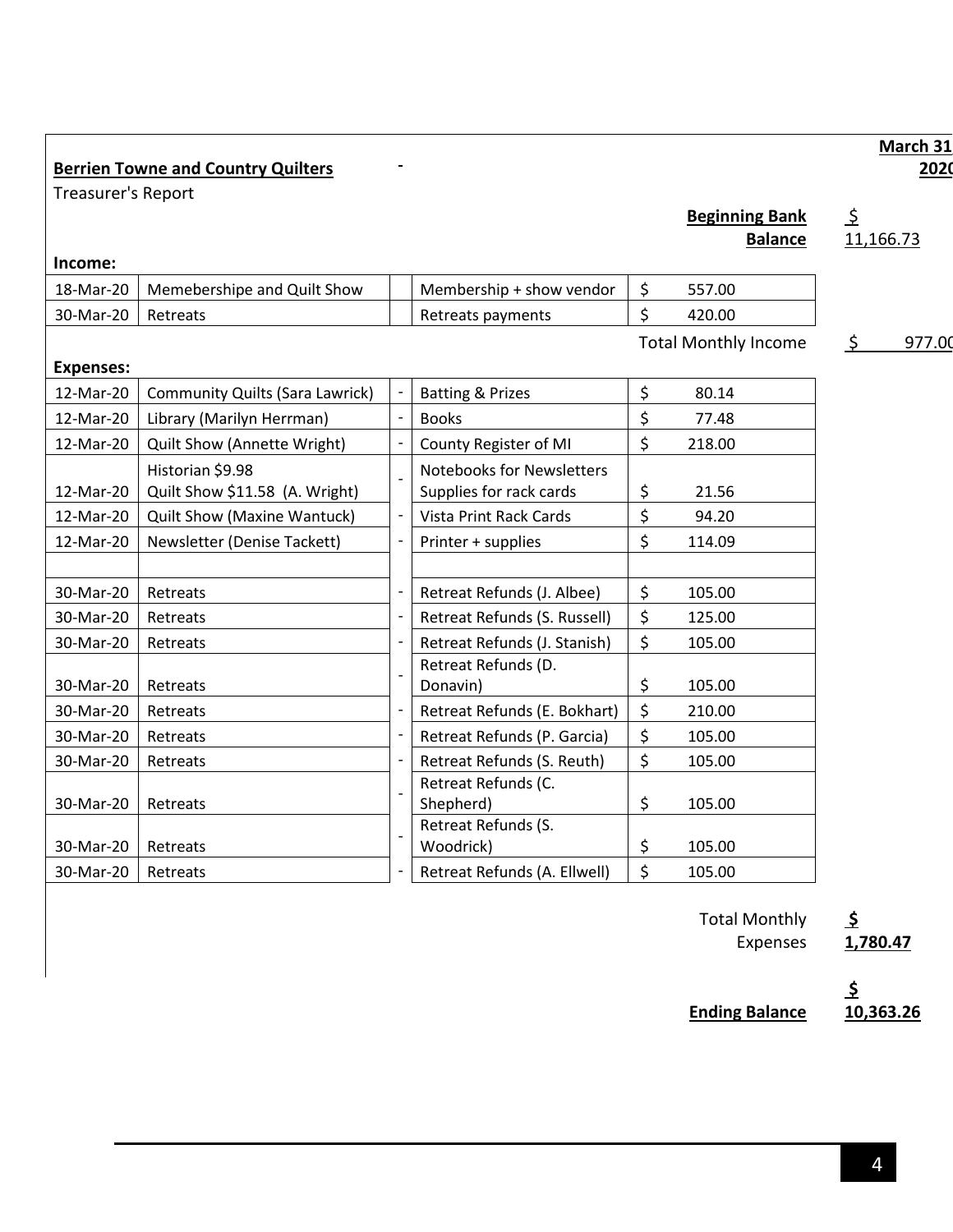**Berrien Towne and Country Quilters**

Treasurer's Report

**March 31 2020**

**Beginning Bank Balance** $ 11,166.73

**Income:**

| | | | | |
|---|---|---|---|---|
| 18-Mar-20 | Memebershipe and Quilt Show | | Membership + show vendor | $ 557.00 |
| 30-Mar-20 | Retreats | | Retreats payments | $ 420.00 |

Total Monthly Income $ 977.00

**Expenses:**

| | | | | |
|---|---|---|---|---|
| 12-Mar-20 | Community Quilts (Sara Lawrick) | - | Batting & Prizes | $ 80.14 |
| 12-Mar-20 | Library (Marilyn Herrman) | - | Books | $ 77.48 |
| 12-Mar-20 | Quilt Show (Annette Wright) | - | County Register of MI | $ 218.00 |
| 12-Mar-20 | Historian $9.98 Quilt Show $11.58 (A. Wright) | - | Notebooks for Newsletters Supplies for rack cards | $ 21.56 |
| 12-Mar-20 | Quilt Show (Maxine Wantuck) | - | Vista Print Rack Cards | $ 94.20 |
| 12-Mar-20 | Newsletter (Denise Tackett) | - | Printer + supplies | $ 114.09 |
| | | | | |
| 30-Mar-20 | Retreats | - | Retreat Refunds (J. Albee) | $ 105.00 |
| 30-Mar-20 | Retreats | - | Retreat Refunds (S. Russell) | $ 125.00 |
| 30-Mar-20 | Retreats | - | Retreat Refunds (J. Stanish) | $ 105.00 |
| 30-Mar-20 | Retreats | - | Retreat Refunds (D. Donavin) | $ 105.00 |
| 30-Mar-20 | Retreats | - | Retreat Refunds (E. Bokhart) | $ 210.00 |
| 30-Mar-20 | Retreats | - | Retreat Refunds (P. Garcia) | $ 105.00 |
| 30-Mar-20 | Retreats | - | Retreat Refunds (S. Reuth) | $ 105.00 |
| 30-Mar-20 | Retreats | - | Retreat Refunds (C. Shepherd) | $ 105.00 |
| 30-Mar-20 | Retreats | - | Retreat Refunds (S. Woodrick) | $ 105.00 |
| 30-Mar-20 | Retreats | - | Retreat Refunds (A. Ellwell) | $ 105.00 |

Total Monthly Expenses **$ 1,780.47**

**Ending Balance** **$ 10,363.26**